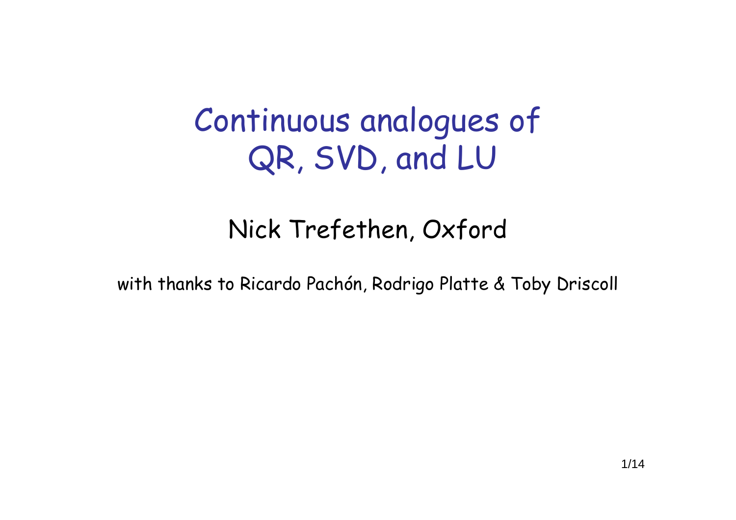# Continuous analogues of QR, SVD, and LU

Nick Trefethen, Oxford

with thanks to Ricardo Pachón, Rodrigo Platte & Toby Driscoll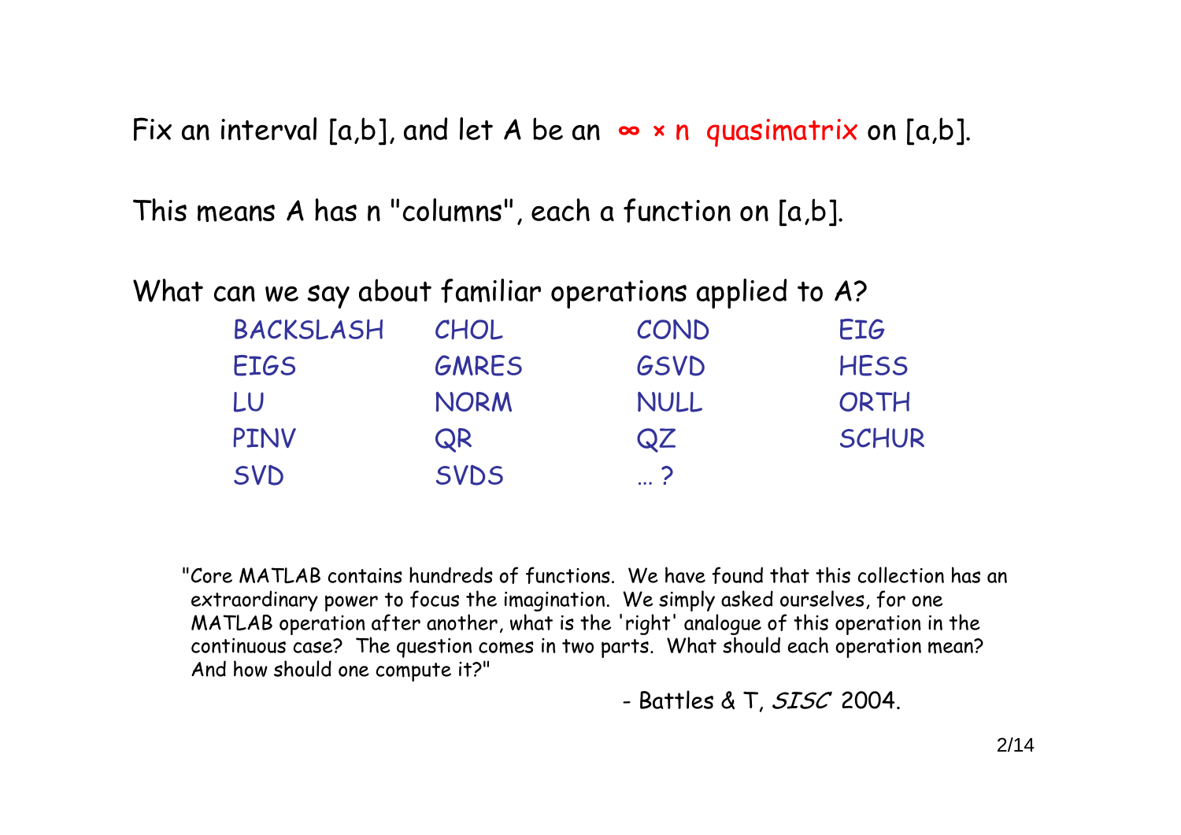Fix an interval [a,b], and let A be an **∞ × n quasimatrix** on [a,b].

This means A has n "columns", each a function on [a,b].

What can we say about familiar operations applied to A?

| | | | |
|---|---|---|---|
| BACKSLASH | CHOL | COND | EIG |
| EIGS | GMRES | GSVD | HESS |
| LU | NORM | NULL | ORTH |
| PINV | QR | QZ | SCHUR |
| SVD | SVDS | … ? | |

"Core MATLAB contains hundreds of functions. We have found that this collection has an extraordinary power to focus the imagination. We simply asked ourselves, for one MATLAB operation after another, what is the 'right' analogue of this operation in the continuous case? The question comes in two parts. What should each operation mean? And how should one compute it?"

\- Battles & T, *SISC* 2004.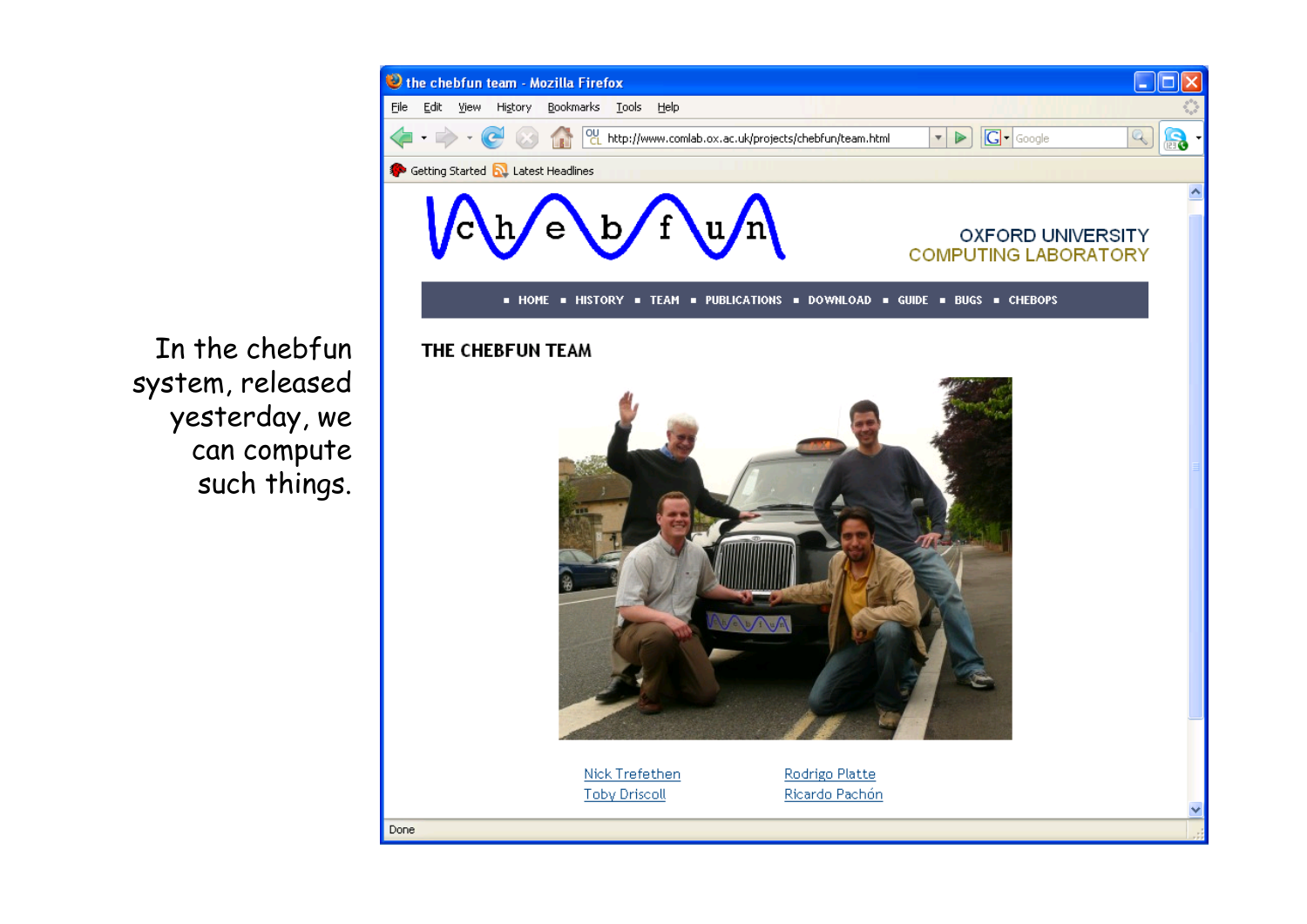In the chebfun system, released yesterday, we can compute such things.

the chebfun team - Mozilla Firefox

File Edit View History Bookmarks Tools Help

http://www.comlab.ox.ac.uk/projects/chebfun/team.html

Getting Started Latest Headlines

chebfun

OXFORD UNIVERSITY
COMPUTING LABORATORY

HOME ■ HISTORY ■ TEAM ■ PUBLICATIONS ■ DOWNLOAD ■ GUIDE ■ BUGS ■ CHEBOPS

## THE CHEBFUN TEAM

Nick Trefethen
Toby Driscoll
Rodrigo Platte
Ricardo Pachón

Done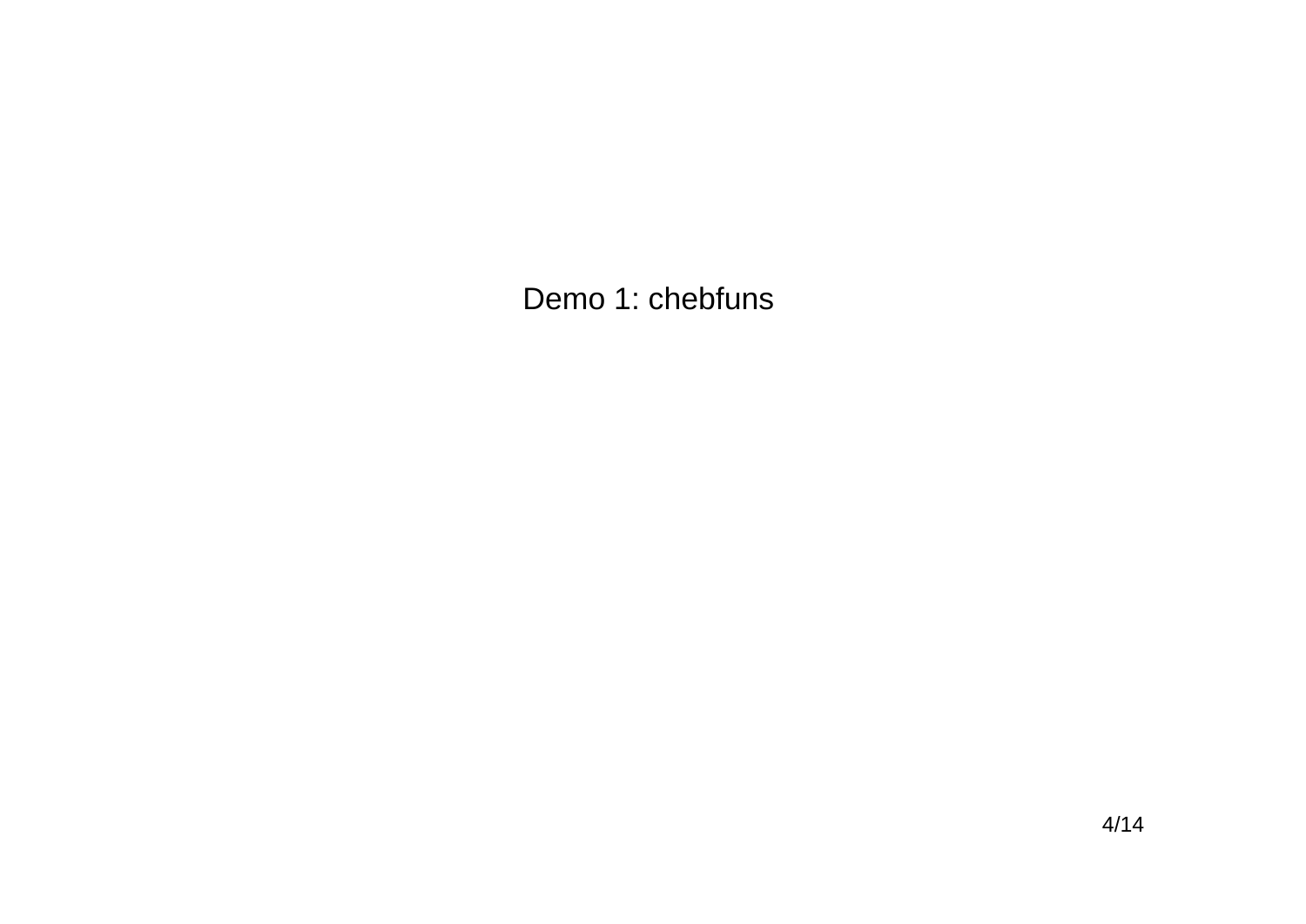Demo 1: chebfuns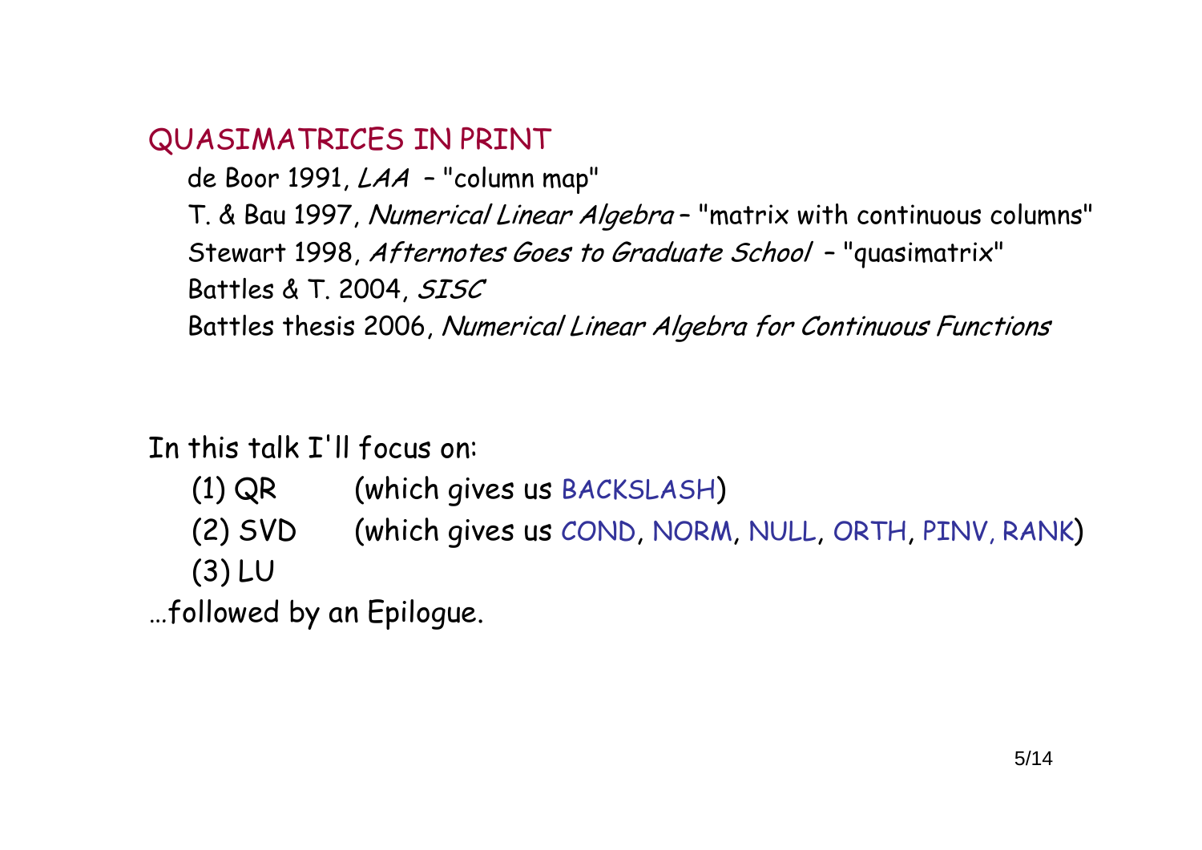## QUASIMATRICES IN PRINT

de Boor 1991, *LAA* – "column map"
T. & Bau 1997, *Numerical Linear Algebra* – "matrix with continuous columns"
Stewart 1998, *Afternotes Goes to Graduate School* – "quasimatrix"
Battles & T. 2004, *SISC*
Battles thesis 2006, *Numerical Linear Algebra for Continuous Functions*

In this talk I'll focus on:

(1) QR (which gives us BACKSLASH)
(2) SVD (which gives us COND, NORM, NULL, ORTH, PINV, RANK)
(3) LU

…followed by an Epilogue.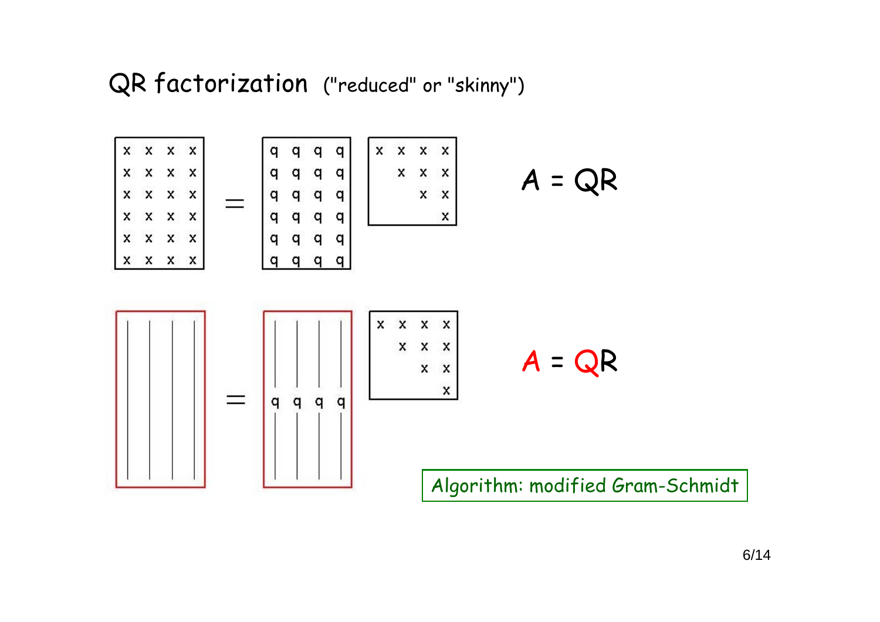# QR factorization ("reduced" or "skinny")

$$
\begin{bmatrix} x & x & x & x \\ x & x & x & x \\ x & x & x & x \\ x & x & x & x \\ x & x & x & x \\ x & x & x & x \end{bmatrix}
=
\begin{bmatrix} q & q & q & q \\ q & q & q & q \\ q & q & q & q \\ q & q & q & q \\ q & q & q & q \\ q & q & q & q \end{bmatrix}
\begin{bmatrix} x & x & x & x \\ & x & x & x \\ & & x & x \\ & & & x \end{bmatrix}
$$

$A = QR$

$$
\begin{bmatrix} | & | & | & | \\ | & | & | & | \\ | & | & | & | \end{bmatrix}
=
\begin{bmatrix} | & | & | & | \\ q & q & q & q \\ | & | & | & | \end{bmatrix}
\begin{bmatrix} x & x & x & x \\ & x & x & x \\ & & x & x \\ & & & x \end{bmatrix}
$$

$A = QR$

Algorithm: modified Gram-Schmidt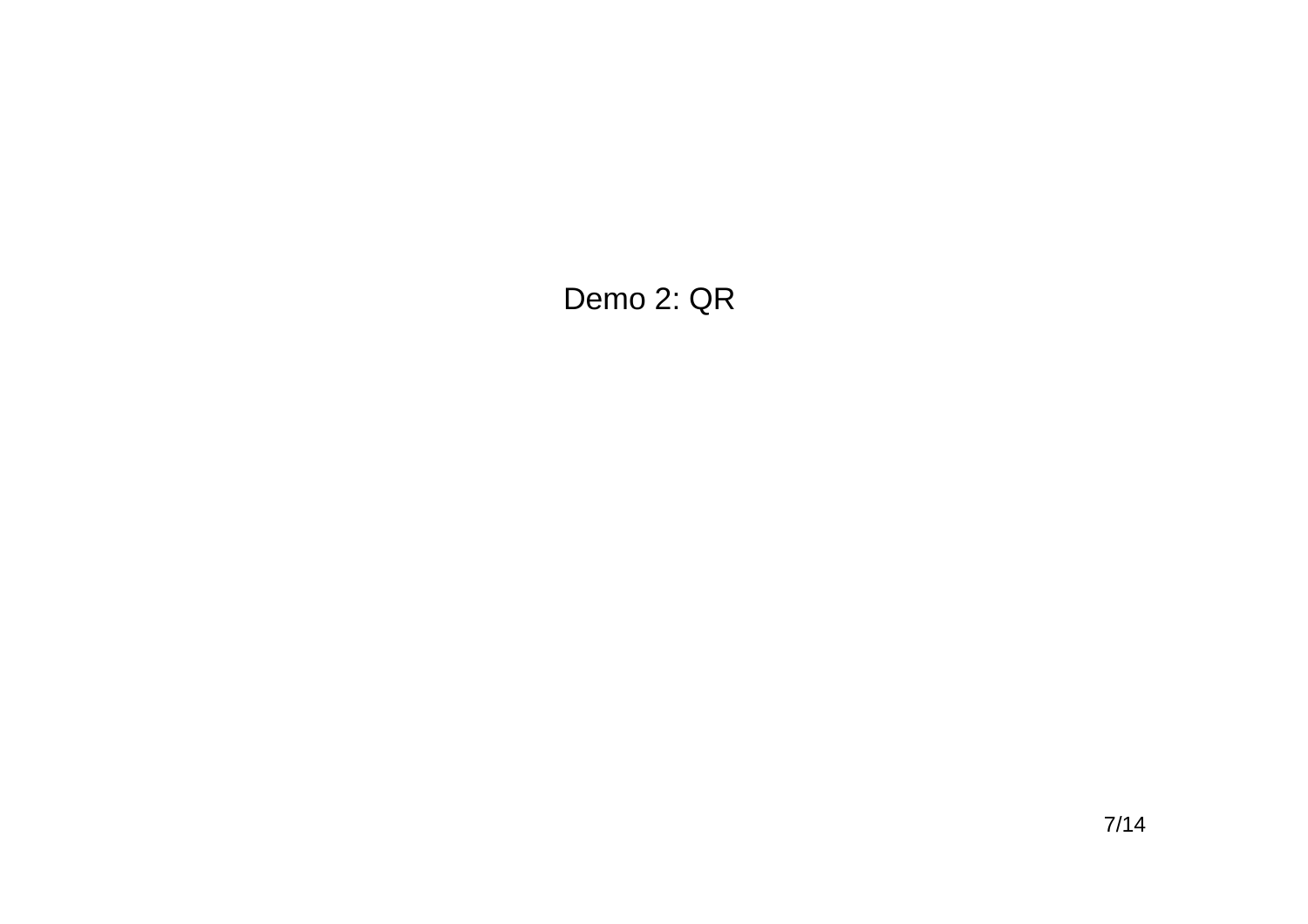# Demo 2: QR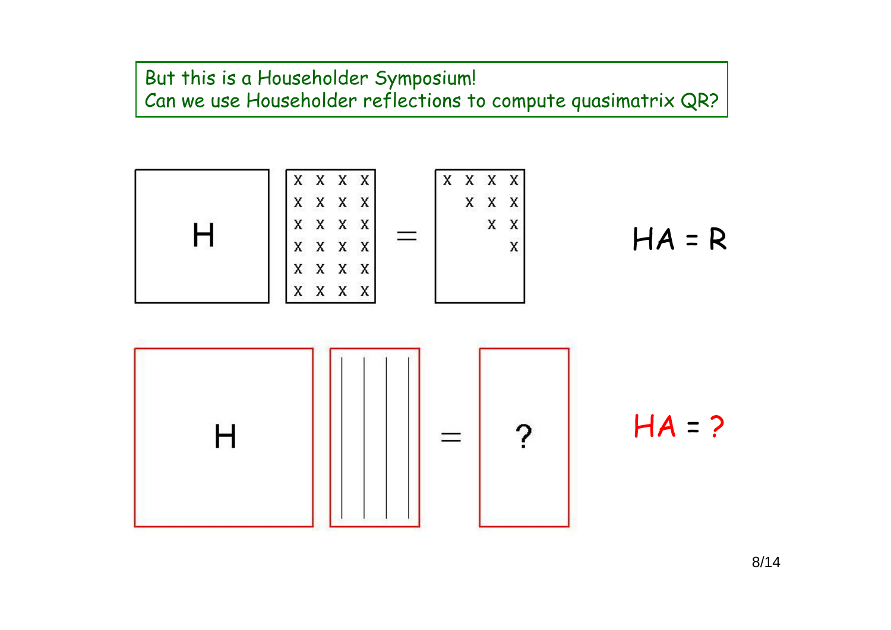But this is a Householder Symposium!
Can we use Householder reflections to compute quasimatrix QR?

H

| x | x | x | x |
|---|---|---|---|
| x | x | x | x |
| x | x | x | x |
| x | x | x | x |
| x | x | x | x |
| x | x | x | x |

=

| x | x | x | x |
|---|---|---|---|
| | x | x | x |
| | | x | x |
| | | | x |
| | | | |
| | | | |

$HA = R$

H

=

?

$HA = ?$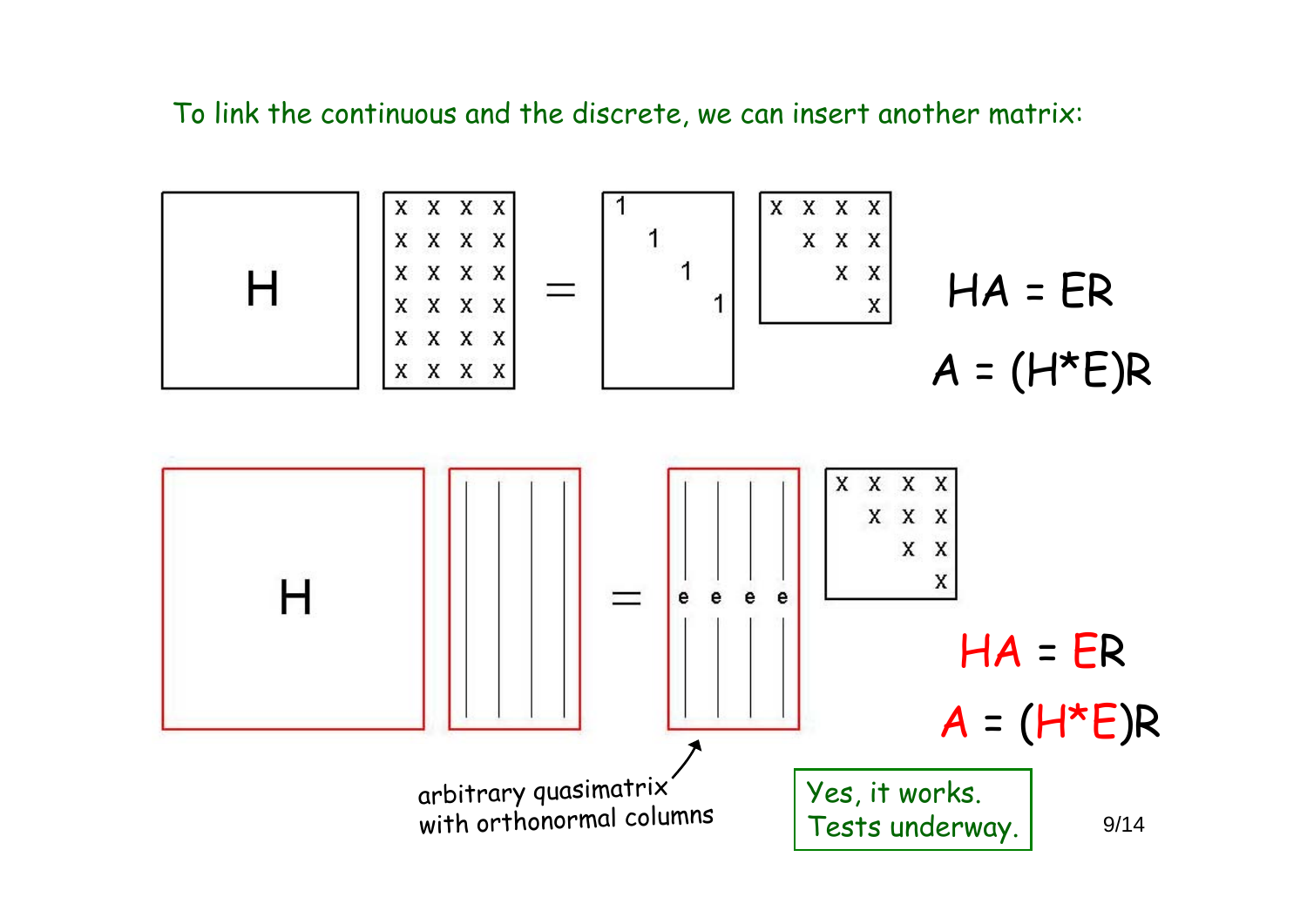To link the continuous and the discrete, we can insert another matrix:

$$HA = ER$$

$$A = (H^*E)R$$

$$HA = ER$$

$$A = (H^*E)R$$

arbitrary quasimatrix with orthonormal columns

Yes, it works.
Tests underway.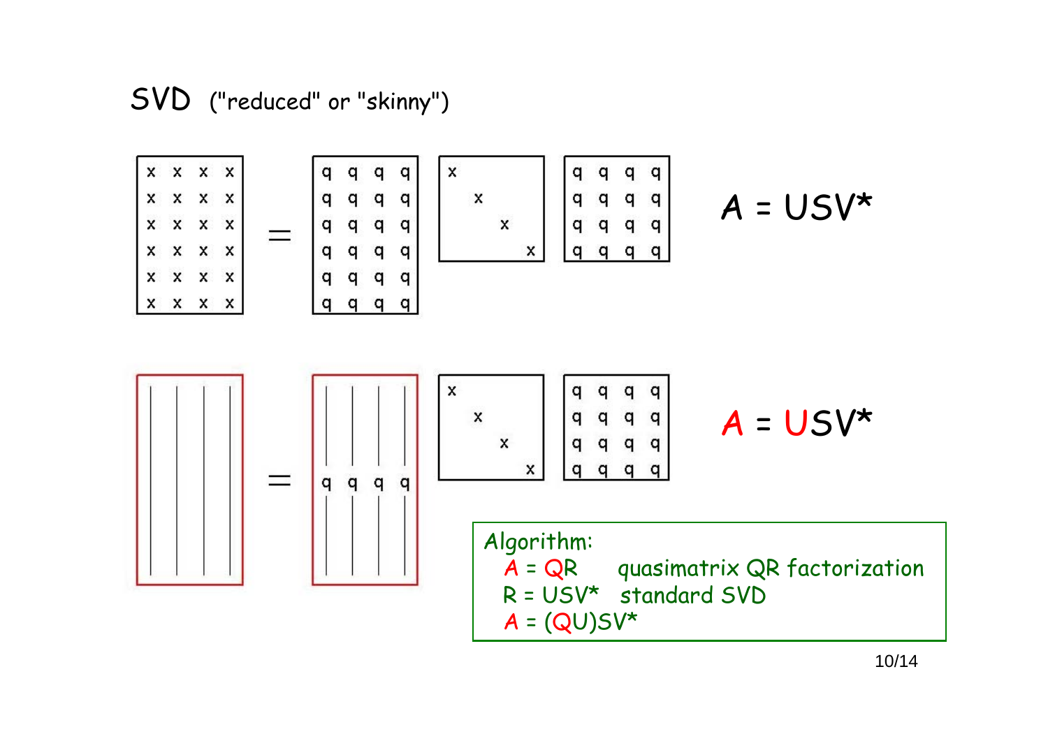# SVD ("reduced" or "skinny")

$A = USV^*$

$A = USV^*$

Algorithm:

- $A = QR$ quasimatrix QR factorization
- $R = USV^*$ standard SVD
- $A = (QU)SV^*$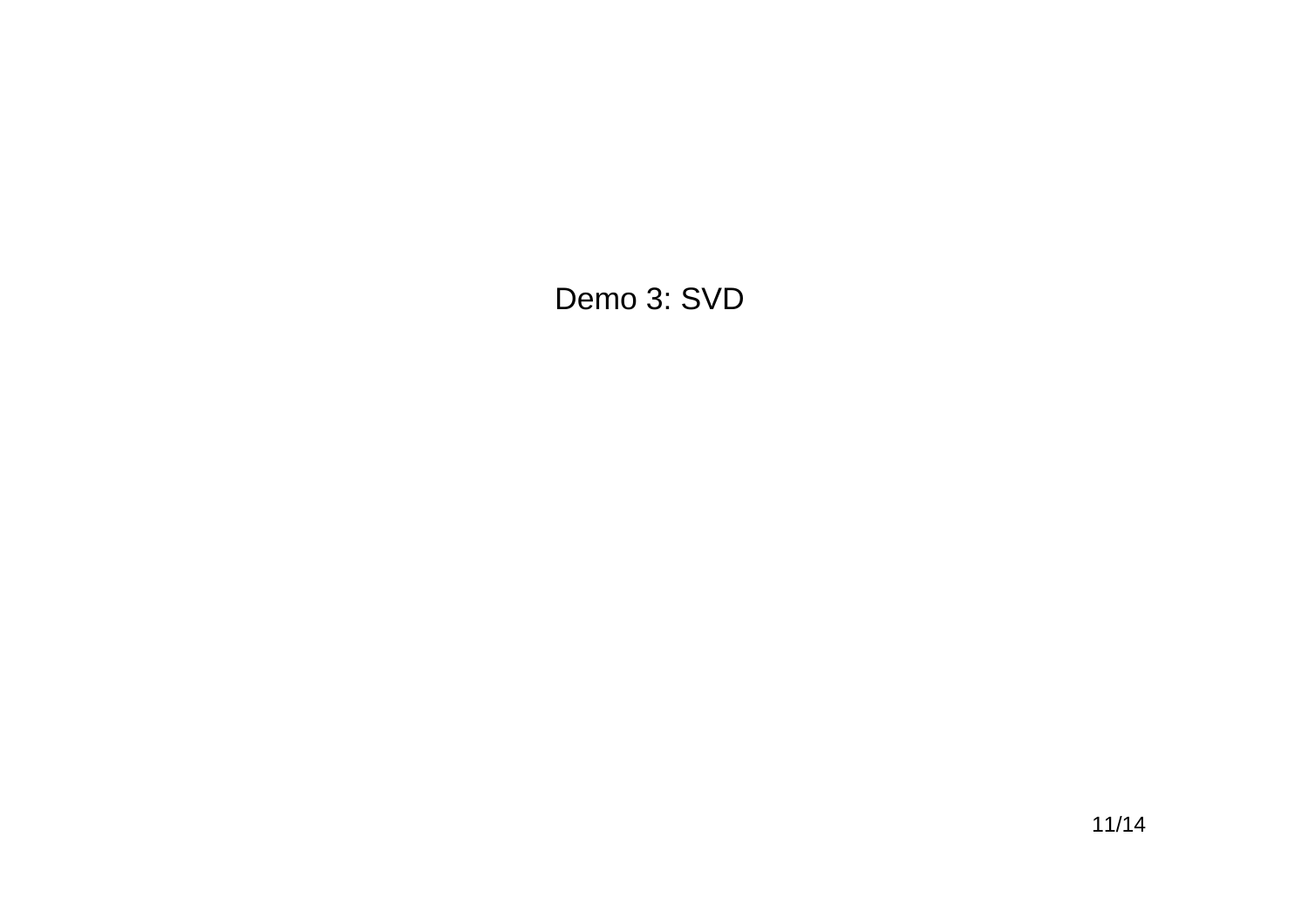# Demo 3: SVD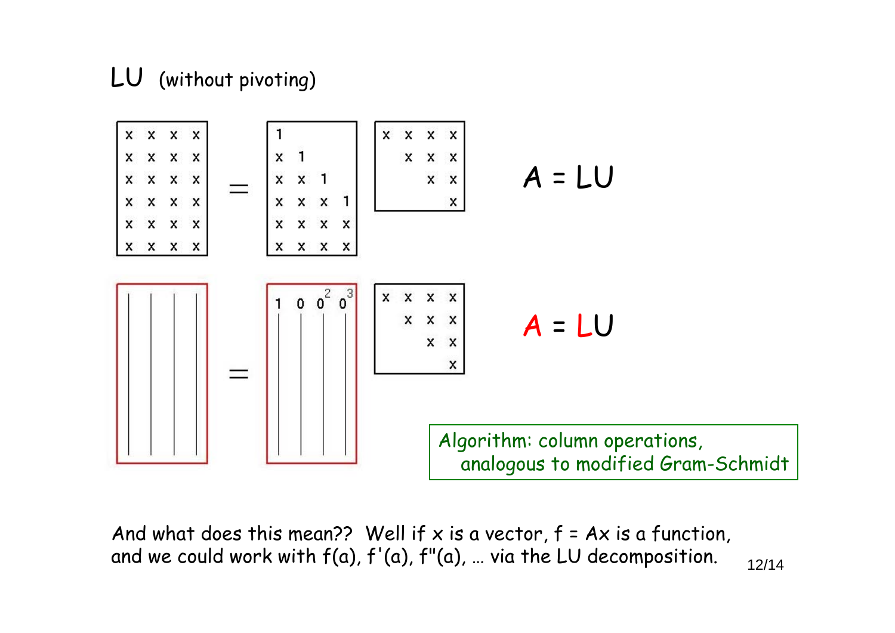# LU (without pivoting)

$$
\begin{bmatrix} x & x & x & x \\ x & x & x & x \\ x & x & x & x \\ x & x & x & x \\ x & x & x & x \\ x & x & x & x \end{bmatrix}
=
\begin{bmatrix} 1 & & & \\ x & 1 & & \\ x & x & 1 & \\ x & x & x & 1 \\ x & x & x & x \\ x & x & x & x \end{bmatrix}
\begin{bmatrix} x & x & x & x \\ & x & x & x \\ & & x & x \\ & & & x \end{bmatrix}
\qquad A = LU
$$

$$
\left[\begin{array}{c|c|c|c} & & & \\ & & & \\ & & & \end{array}\right]
=
\left[\begin{array}{cccc} 1 & 0 & 0^2 & 0^3 \\ | & | & | & | \\ | & | & | & | \end{array}\right]
\begin{bmatrix} x & x & x & x \\ & x & x & x \\ & & x & x \\ & & & x \end{bmatrix}
\qquad A = LU
$$

> Algorithm: column operations, analogous to modified Gram-Schmidt

And what does this mean?? Well if x is a vector, f = Ax is a function, and we could work with f(a), f'(a), f"(a), … via the LU decomposition.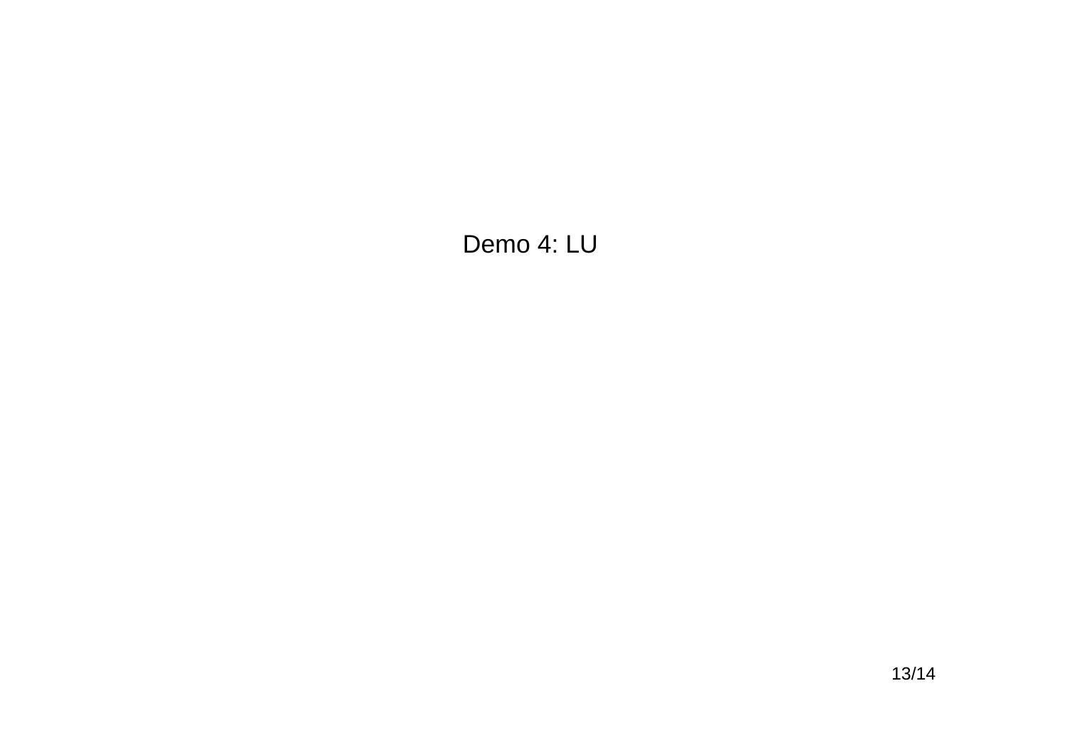Demo 4: LU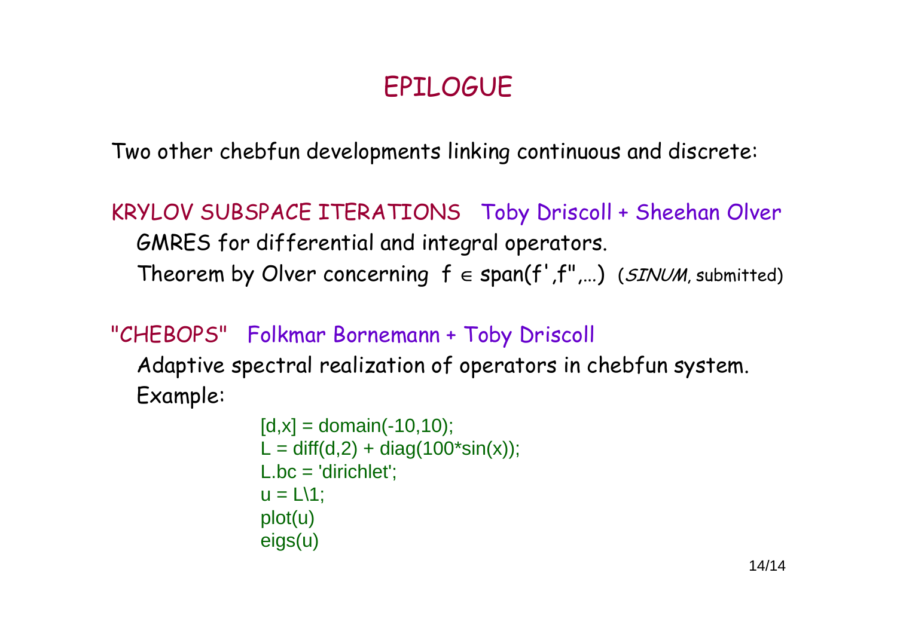# EPILOGUE

Two other chebfun developments linking continuous and discrete:

KRYLOV SUBSPACE ITERATIONS   Toby Driscoll + Sheehan Olver

GMRES for differential and integral operators.

Theorem by Olver concerning $f \in \text{span}(f', f'', \ldots)$ (*SINUM*, submitted)

"CHEBOPS"   Folkmar Bornemann + Toby Driscoll

Adaptive spectral realization of operators in chebfun system.

Example:

```
[d,x] = domain(-10,10);
L = diff(d,2) + diag(100*sin(x));
L.bc = 'dirichlet';
u = L\1;
plot(u)
eigs(u)
```